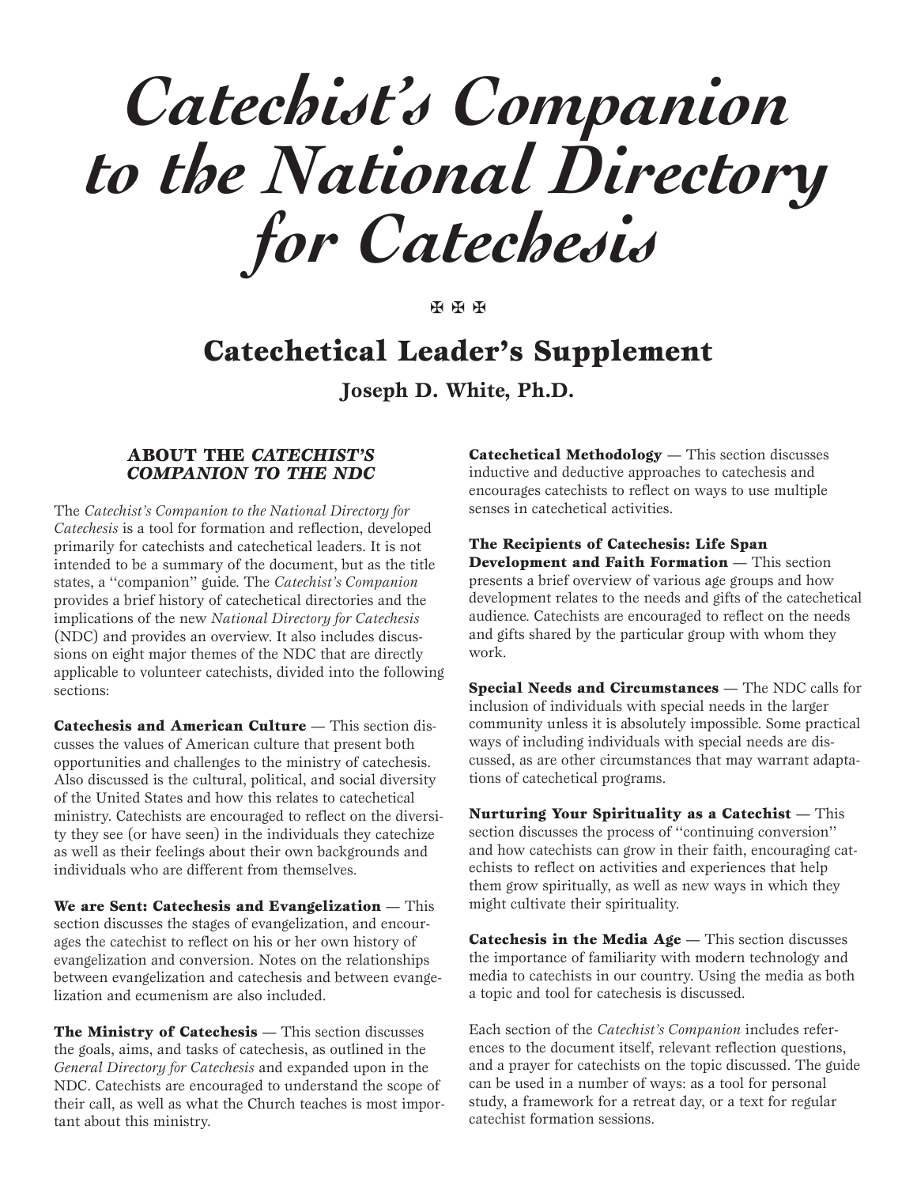# *Catechist's Companion to the National Directory for Catechesis*

✠ ✠ ✠

## Catechetical Leader's Supplement

**Joseph D. White, Ph.D.**

### ABOUT THE *CATECHIST'S COMPANION TO THE NDC*

The *Catechist's Companion to the National Directory for Catechesis* is a tool for formation and reflection, developed primarily for catechists and catechetical leaders. It is not intended to be a summary of the document, but as the title states, a "companion" guide. The *Catechist's Companion* provides a brief history of catechetical directories and the implications of the new *National Directory for Catechesis* (NDC) and provides an overview. It also includes discussions on eight major themes of the NDC that are directly applicable to volunteer catechists, divided into the following sections:

**Catechesis and American Culture** — This section discusses the values of American culture that present both opportunities and challenges to the ministry of catechesis. Also discussed is the cultural, political, and social diversity of the United States and how this relates to catechetical ministry. Catechists are encouraged to reflect on the diversity they see (or have seen) in the individuals they catechize as well as their feelings about their own backgrounds and individuals who are different from themselves.

**We are Sent: Catechesis and Evangelization** — This section discusses the stages of evangelization, and encourages the catechist to reflect on his or her own history of evangelization and conversion. Notes on the relationships between evangelization and catechesis and between evangelization and ecumenism are also included.

**The Ministry of Catechesis** — This section discusses the goals, aims, and tasks of catechesis, as outlined in the *General Directory for Catechesis* and expanded upon in the NDC. Catechists are encouraged to understand the scope of their call, as well as what the Church teaches is most important about this ministry.

**Catechetical Methodology** — This section discusses inductive and deductive approaches to catechesis and encourages catechists to reflect on ways to use multiple senses in catechetical activities.

**The Recipients of Catechesis: Life Span Development and Faith Formation** — This section presents a brief overview of various age groups and how development relates to the needs and gifts of the catechetical audience. Catechists are encouraged to reflect on the needs and gifts shared by the particular group with whom they work.

**Special Needs and Circumstances** — The NDC calls for inclusion of individuals with special needs in the larger community unless it is absolutely impossible. Some practical ways of including individuals with special needs are discussed, as are other circumstances that may warrant adaptations of catechetical programs.

**Nurturing Your Spirituality as a Catechist** — This section discusses the process of "continuing conversion" and how catechists can grow in their faith, encouraging catechists to reflect on activities and experiences that help them grow spiritually, as well as new ways in which they might cultivate their spirituality.

**Catechesis in the Media Age** — This section discusses the importance of familiarity with modern technology and media to catechists in our country. Using the media as both a topic and tool for catechesis is discussed.

Each section of the *Catechist's Companion* includes references to the document itself, relevant reflection questions, and a prayer for catechists on the topic discussed. The guide can be used in a number of ways: as a tool for personal study, a framework for a retreat day, or a text for regular catechist formation sessions.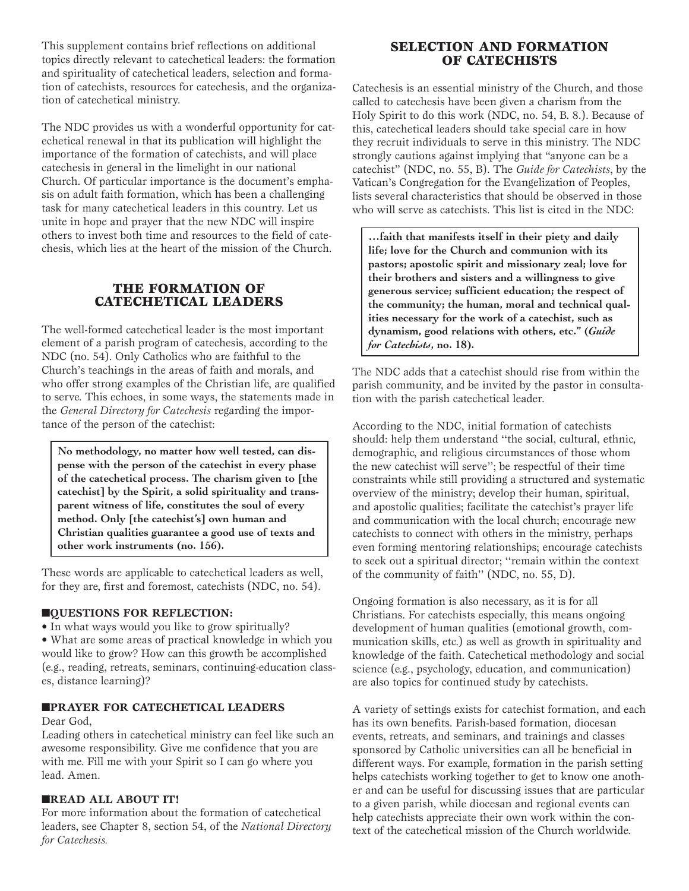This supplement contains brief reflections on additional topics directly relevant to catechetical leaders: the formation and spirituality of catechetical leaders, selection and formation of catechists, resources for catechesis, and the organization of catechetical ministry.

The NDC provides us with a wonderful opportunity for catechetical renewal in that its publication will highlight the importance of the formation of catechists, and will place catechesis in general in the limelight in our national Church. Of particular importance is the document's emphasis on adult faith formation, which has been a challenging task for many catechetical leaders in this country. Let us unite in hope and prayer that the new NDC will inspire others to invest both time and resources to the field of catechesis, which lies at the heart of the mission of the Church.

## THE FORMATION OF CATECHETICAL LEADERS

The well-formed catechetical leader is the most important element of a parish program of catechesis, according to the NDC (no. 54). Only Catholics who are faithful to the Church's teachings in the areas of faith and morals, and who offer strong examples of the Christian life, are qualified to serve. This echoes, in some ways, the statements made in the *General Directory for Catechesis* regarding the importance of the person of the catechist:

> **No methodology, no matter how well tested, can dispense with the person of the catechist in every phase of the catechetical process. The charism given to [the catechist] by the Spirit, a solid spirituality and transparent witness of life, constitutes the soul of every method. Only [the catechist's] own human and Christian qualities guarantee a good use of texts and other work instruments (no. 156).**

These words are applicable to catechetical leaders as well, for they are, first and foremost, catechists (NDC, no. 54).

### ■QUESTIONS FOR REFLECTION:

- In what ways would you like to grow spiritually?
- What are some areas of practical knowledge in which you would like to grow? How can this growth be accomplished (e.g., reading, retreats, seminars, continuing-education classes, distance learning)?

### ■PRAYER FOR CATECHETICAL LEADERS

Dear God,
Leading others in catechetical ministry can feel like such an awesome responsibility. Give me confidence that you are with me. Fill me with your Spirit so I can go where you lead. Amen.

### ■READ ALL ABOUT IT!

For more information about the formation of catechetical leaders, see Chapter 8, section 54, of the *National Directory for Catechesis.*

## SELECTION AND FORMATION OF CATECHISTS

Catechesis is an essential ministry of the Church, and those called to catechesis have been given a charism from the Holy Spirit to do this work (NDC, no. 54, B. 8.). Because of this, catechetical leaders should take special care in how they recruit individuals to serve in this ministry. The NDC strongly cautions against implying that "anyone can be a catechist" (NDC, no. 55, B). The *Guide for Catechists*, by the Vatican's Congregation for the Evangelization of Peoples, lists several characteristics that should be observed in those who will serve as catechists. This list is cited in the NDC:

> **…faith that manifests itself in their piety and daily life; love for the Church and communion with its pastors; apostolic spirit and missionary zeal; love for their brothers and sisters and a willingness to give generous service; sufficient education; the respect of the community; the human, moral and technical qualities necessary for the work of a catechist, such as dynamism, good relations with others, etc." (*Guide for Catechists*, no. 18).**

The NDC adds that a catechist should rise from within the parish community, and be invited by the pastor in consultation with the parish catechetical leader.

According to the NDC, initial formation of catechists should: help them understand "the social, cultural, ethnic, demographic, and religious circumstances of those whom the new catechist will serve"; be respectful of their time constraints while still providing a structured and systematic overview of the ministry; develop their human, spiritual, and apostolic qualities; facilitate the catechist's prayer life and communication with the local church; encourage new catechists to connect with others in the ministry, perhaps even forming mentoring relationships; encourage catechists to seek out a spiritual director; "remain within the context of the community of faith" (NDC, no. 55, D).

Ongoing formation is also necessary, as it is for all Christians. For catechists especially, this means ongoing development of human qualities (emotional growth, communication skills, etc.) as well as growth in spirituality and knowledge of the faith. Catechetical methodology and social science (e.g., psychology, education, and communication) are also topics for continued study by catechists.

A variety of settings exists for catechist formation, and each has its own benefits. Parish-based formation, diocesan events, retreats, and seminars, and trainings and classes sponsored by Catholic universities can all be beneficial in different ways. For example, formation in the parish setting helps catechists working together to get to know one another and can be useful for discussing issues that are particular to a given parish, while diocesan and regional events can help catechists appreciate their own work within the context of the catechetical mission of the Church worldwide.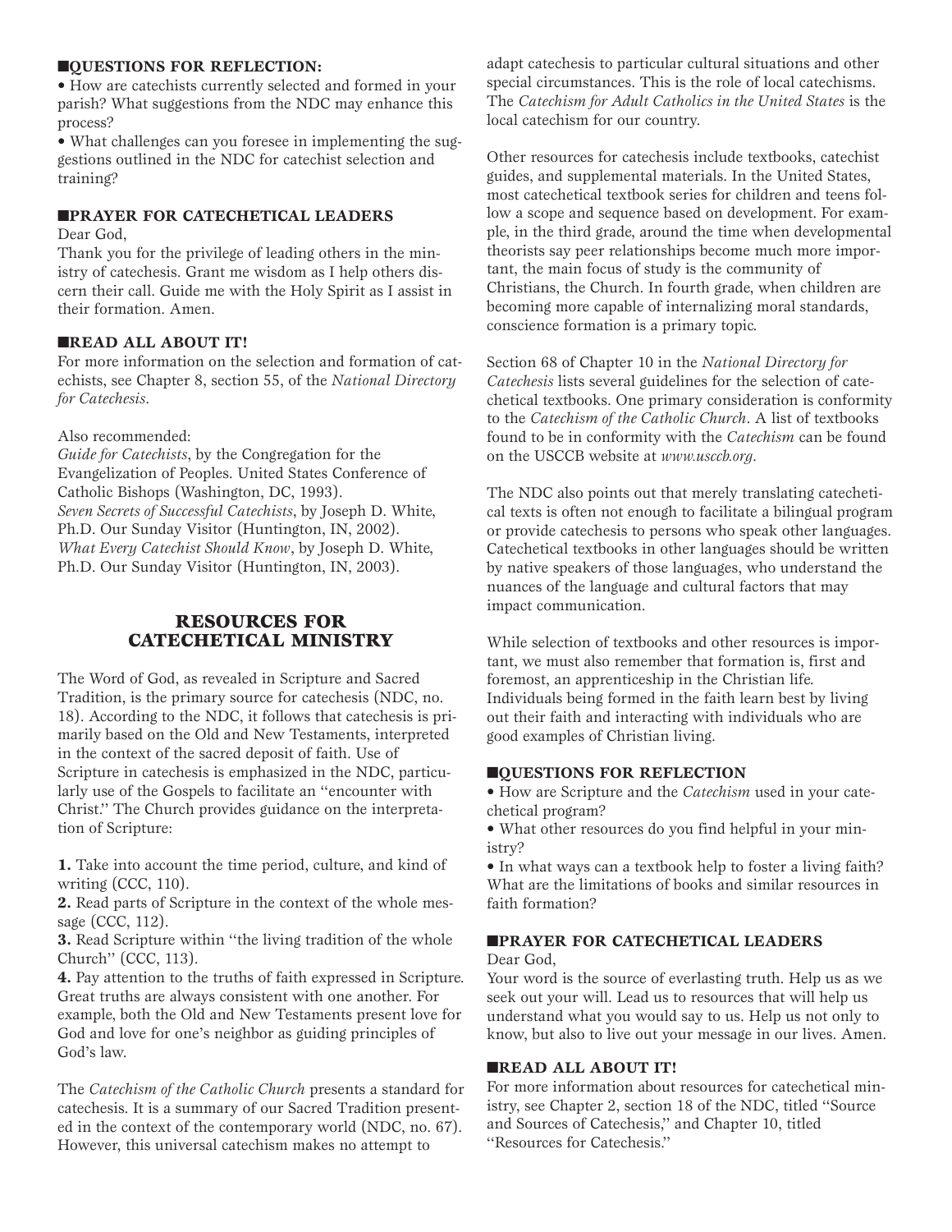## ■QUESTIONS FOR REFLECTION:

- How are catechists currently selected and formed in your parish? What suggestions from the NDC may enhance this process?
- What challenges can you foresee in implementing the suggestions outlined in the NDC for catechist selection and training?

## ■PRAYER FOR CATECHETICAL LEADERS

Dear God,

Thank you for the privilege of leading others in the ministry of catechesis. Grant me wisdom as I help others discern their call. Guide me with the Holy Spirit as I assist in their formation. Amen.

## ■READ ALL ABOUT IT!

For more information on the selection and formation of catechists, see Chapter 8, section 55, of the *National Directory for Catechesis*.

Also recommended:

*Guide for Catechists*, by the Congregation for the Evangelization of Peoples. United States Conference of Catholic Bishops (Washington, DC, 1993).

*Seven Secrets of Successful Catechists*, by Joseph D. White, Ph.D. Our Sunday Visitor (Huntington, IN, 2002).

*What Every Catechist Should Know*, by Joseph D. White, Ph.D. Our Sunday Visitor (Huntington, IN, 2003).

# RESOURCES FOR CATECHETICAL MINISTRY

The Word of God, as revealed in Scripture and Sacred Tradition, is the primary source for catechesis (NDC, no. 18). According to the NDC, it follows that catechesis is primarily based on the Old and New Testaments, interpreted in the context of the sacred deposit of faith. Use of Scripture in catechesis is emphasized in the NDC, particularly use of the Gospels to facilitate an "encounter with Christ." The Church provides guidance on the interpretation of Scripture:

**1.** Take into account the time period, culture, and kind of writing (CCC, 110).

**2.** Read parts of Scripture in the context of the whole message (CCC, 112).

**3.** Read Scripture within "the living tradition of the whole Church" (CCC, 113).

**4.** Pay attention to the truths of faith expressed in Scripture. Great truths are always consistent with one another. For example, both the Old and New Testaments present love for God and love for one's neighbor as guiding principles of God's law.

The *Catechism of the Catholic Church* presents a standard for catechesis. It is a summary of our Sacred Tradition presented in the context of the contemporary world (NDC, no. 67). However, this universal catechism makes no attempt to adapt catechesis to particular cultural situations and other special circumstances. This is the role of local catechisms. The *Catechism for Adult Catholics in the United States* is the local catechism for our country.

Other resources for catechesis include textbooks, catechist guides, and supplemental materials. In the United States, most catechetical textbook series for children and teens follow a scope and sequence based on development. For example, in the third grade, around the time when developmental theorists say peer relationships become much more important, the main focus of study is the community of Christians, the Church. In fourth grade, when children are becoming more capable of internalizing moral standards, conscience formation is a primary topic.

Section 68 of Chapter 10 in the *National Directory for Catechesis* lists several guidelines for the selection of catechetical textbooks. One primary consideration is conformity to the *Catechism of the Catholic Church*. A list of textbooks found to be in conformity with the *Catechism* can be found on the USCCB website at *www.usccb.org*.

The NDC also points out that merely translating catechetical texts is often not enough to facilitate a bilingual program or provide catechesis to persons who speak other languages. Catechetical textbooks in other languages should be written by native speakers of those languages, who understand the nuances of the language and cultural factors that may impact communication.

While selection of textbooks and other resources is important, we must also remember that formation is, first and foremost, an apprenticeship in the Christian life. Individuals being formed in the faith learn best by living out their faith and interacting with individuals who are good examples of Christian living.

## ■QUESTIONS FOR REFLECTION

- How are Scripture and the *Catechism* used in your catechetical program?
- What other resources do you find helpful in your ministry?
- In what ways can a textbook help to foster a living faith? What are the limitations of books and similar resources in faith formation?

## ■PRAYER FOR CATECHETICAL LEADERS

Dear God,

Your word is the source of everlasting truth. Help us as we seek out your will. Lead us to resources that will help us understand what you would say to us. Help us not only to know, but also to live out your message in our lives. Amen.

## ■READ ALL ABOUT IT!

For more information about resources for catechetical ministry, see Chapter 2, section 18 of the NDC, titled "Source and Sources of Catechesis," and Chapter 10, titled "Resources for Catechesis."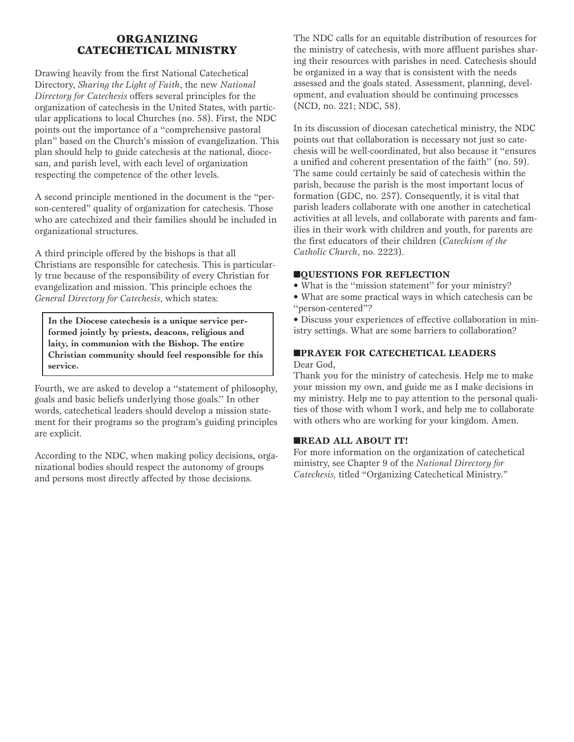## ORGANIZING CATECHETICAL MINISTRY

Drawing heavily from the first National Catechetical Directory, *Sharing the Light of Faith*, the new *National Directory for Catechesis* offers several principles for the organization of catechesis in the United States, with particular applications to local Churches (no. 58). First, the NDC points out the importance of a ''comprehensive pastoral plan'' based on the Church's mission of evangelization. This plan should help to guide catechesis at the national, diocesan, and parish level, with each level of organization respecting the competence of the other levels.

A second principle mentioned in the document is the "person-centered" quality of organization for catechesis. Those who are catechized and their families should be included in organizational structures.

A third principle offered by the bishops is that all Christians are responsible for catechesis. This is particularly true because of the responsibility of every Christian for evangelization and mission. This principle echoes the *General Directory for Catechesis*, which states:

> **In the Diocese catechesis is a unique service performed jointly by priests, deacons, religious and laity, in communion with the Bishop. The entire Christian community should feel responsible for this service.**

Fourth, we are asked to develop a ''statement of philosophy, goals and basic beliefs underlying those goals.'' In other words, catechetical leaders should develop a mission statement for their programs so the program's guiding principles are explicit.

According to the NDC, when making policy decisions, organizational bodies should respect the autonomy of groups and persons most directly affected by those decisions.

The NDC calls for an equitable distribution of resources for the ministry of catechesis, with more affluent parishes sharing their resources with parishes in need. Catechesis should be organized in a way that is consistent with the needs assessed and the goals stated. Assessment, planning, development, and evaluation should be continuing processes (NCD, no. 221; NDC, 58).

In its discussion of diocesan catechetical ministry, the NDC points out that collaboration is necessary not just so catechesis will be well-coordinated, but also because it ''ensures a unified and coherent presentation of the faith'' (no. 59). The same could certainly be said of catechesis within the parish, because the parish is the most important locus of formation (GDC, no. 257). Consequently, it is vital that parish leaders collaborate with one another in catechetical activities at all levels, and collaborate with parents and families in their work with children and youth, for parents are the first educators of their children (*Catechism of the Catholic Church*, no. 2223).

### ■QUESTIONS FOR REFLECTION

- What is the ''mission statement'' for your ministry?
- What are some practical ways in which catechesis can be ''person-centered''?
- Discuss your experiences of effective collaboration in ministry settings. What are some barriers to collaboration?

### ■PRAYER FOR CATECHETICAL LEADERS

Dear God,

Thank you for the ministry of catechesis. Help me to make your mission my own, and guide me as I make decisions in my ministry. Help me to pay attention to the personal qualities of those with whom I work, and help me to collaborate with others who are working for your kingdom. Amen.

### ■READ ALL ABOUT IT!

For more information on the organization of catechetical ministry, see Chapter 9 of the *National Directory for Catechesis,* titled "Organizing Catechetical Ministry."